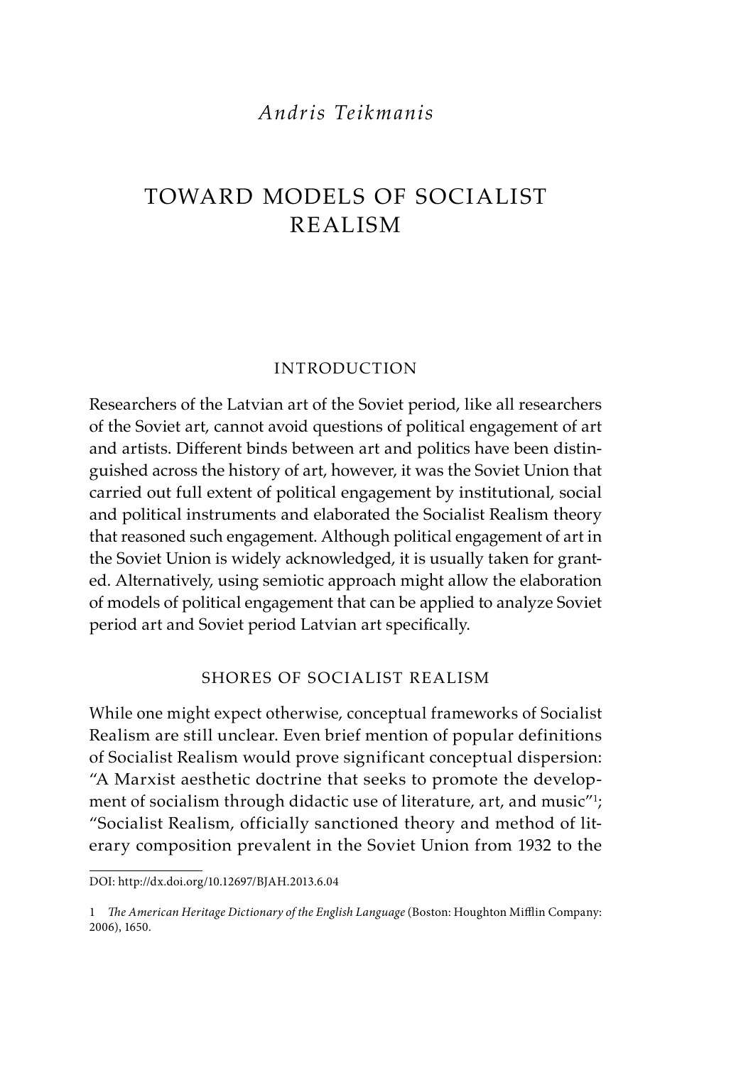*Andris Teikmanis*

# TOWARD MODELS OF SOCIALIST REALISM

## INTRODUCTION

Researchers of the Latvian art of the Soviet period, like all researchers of the Soviet art, cannot avoid questions of political engagement of art and artists. Different binds between art and politics have been distinguished across the history of art, however, it was the Soviet Union that carried out full extent of political engagement by institutional, social and political instruments and elaborated the Socialist Realism theory that reasoned such engagement. Although political engagement of art in the Soviet Union is widely acknowledged, it is usually taken for granted. Alternatively, using semiotic approach might allow the elaboration of models of political engagement that can be applied to analyze Soviet period art and Soviet period Latvian art specifically.

## SHORES OF SOCIALIST REALISM

While one might expect otherwise, conceptual frameworks of Socialist Realism are still unclear. Even brief mention of popular definitions of Socialist Realism would prove significant conceptual dispersion: "A Marxist aesthetic doctrine that seeks to promote the development of socialism through didactic use of literature, art, and music"[1]; "Socialist Realism, officially sanctioned theory and method of literary composition prevalent in the Soviet Union from 1932 to the

DOI: http://dx.doi.org/10.12697/BJAH.2013.6.04

1 *The American Heritage Dictionary of the English Language* (Boston: Houghton Mifflin Company: 2006), 1650.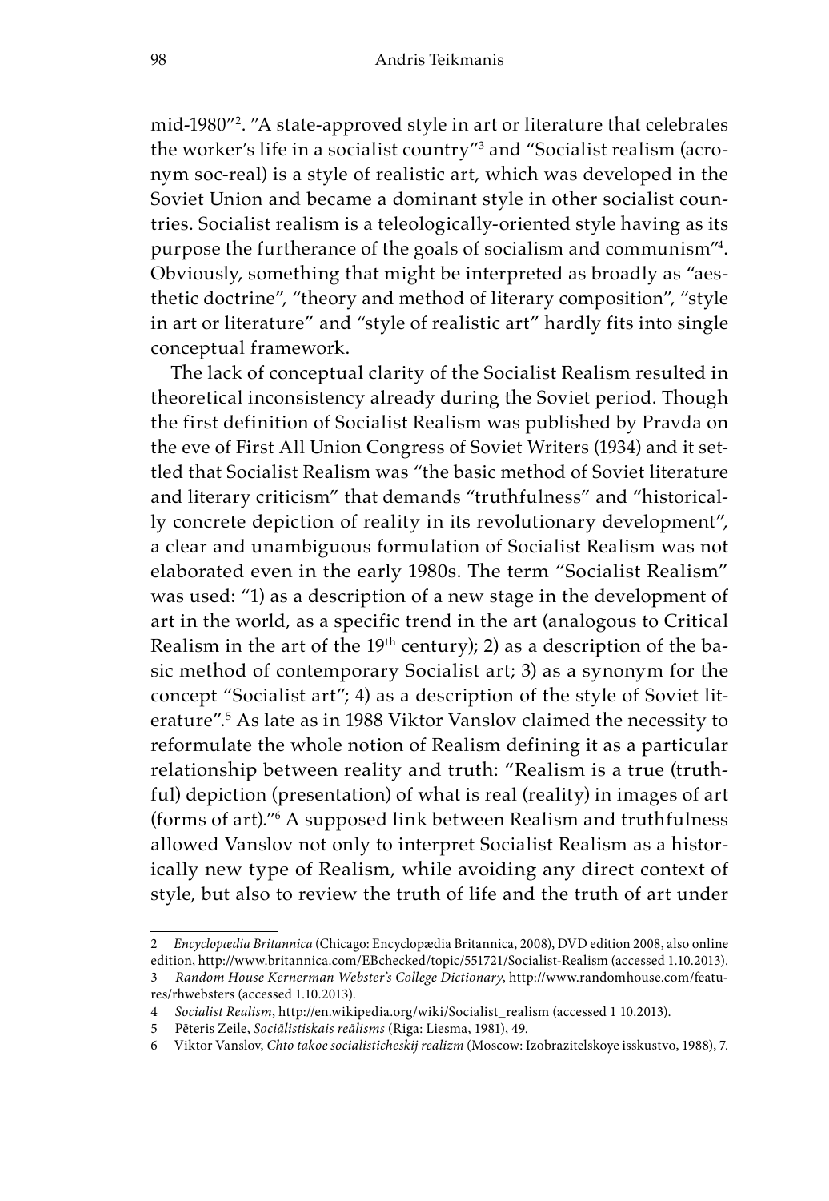mid-1980"[2]. "A state-approved style in art or literature that celebrates the worker's life in a socialist country"[3] and "Socialist realism (acronym soc-real) is a style of realistic art, which was developed in the Soviet Union and became a dominant style in other socialist countries. Socialist realism is a teleologically-oriented style having as its purpose the furtherance of the goals of socialism and communism"[4]. Obviously, something that might be interpreted as broadly as "aesthetic doctrine", "theory and method of literary composition", "style in art or literature" and "style of realistic art" hardly fits into single conceptual framework.

The lack of conceptual clarity of the Socialist Realism resulted in theoretical inconsistency already during the Soviet period. Though the first definition of Socialist Realism was published by Pravda on the eve of First All Union Congress of Soviet Writers (1934) and it settled that Socialist Realism was "the basic method of Soviet literature and literary criticism" that demands "truthfulness" and "historically concrete depiction of reality in its revolutionary development", a clear and unambiguous formulation of Socialist Realism was not elaborated even in the early 1980s. The term "Socialist Realism" was used: "1) as a description of a new stage in the development of art in the world, as a specific trend in the art (analogous to Critical Realism in the art of the 19th century); 2) as a description of the basic method of contemporary Socialist art; 3) as a synonym for the concept "Socialist art"; 4) as a description of the style of Soviet literature".[5] As late as in 1988 Viktor Vanslov claimed the necessity to reformulate the whole notion of Realism defining it as a particular relationship between reality and truth: "Realism is a true (truthful) depiction (presentation) of what is real (reality) in images of art (forms of art)."[6] A supposed link between Realism and truthfulness allowed Vanslov not only to interpret Socialist Realism as a historically new type of Realism, while avoiding any direct context of style, but also to review the truth of life and the truth of art under

---

2 *Encyclopædia Britannica* (Chicago: Encyclopædia Britannica, 2008), DVD edition 2008, also online edition, http://www.britannica.com/EBchecked/topic/551721/Socialist-Realism (accessed 1.10.2013).

3 *Random House Kernerman Webster's College Dictionary*, http://www.randomhouse.com/features/rhwebsters (accessed 1.10.2013).

4 *Socialist Realism*, http://en.wikipedia.org/wiki/Socialist_realism (accessed 1 10.2013).

5 Pēteris Zeile, *Sociālistiskais reālisms* (Riga: Liesma, 1981), 49.

6 Viktor Vanslov, *Chto takoe socialisticheskij realizm* (Moscow: Izobrazitelskoye isskustvo, 1988), 7.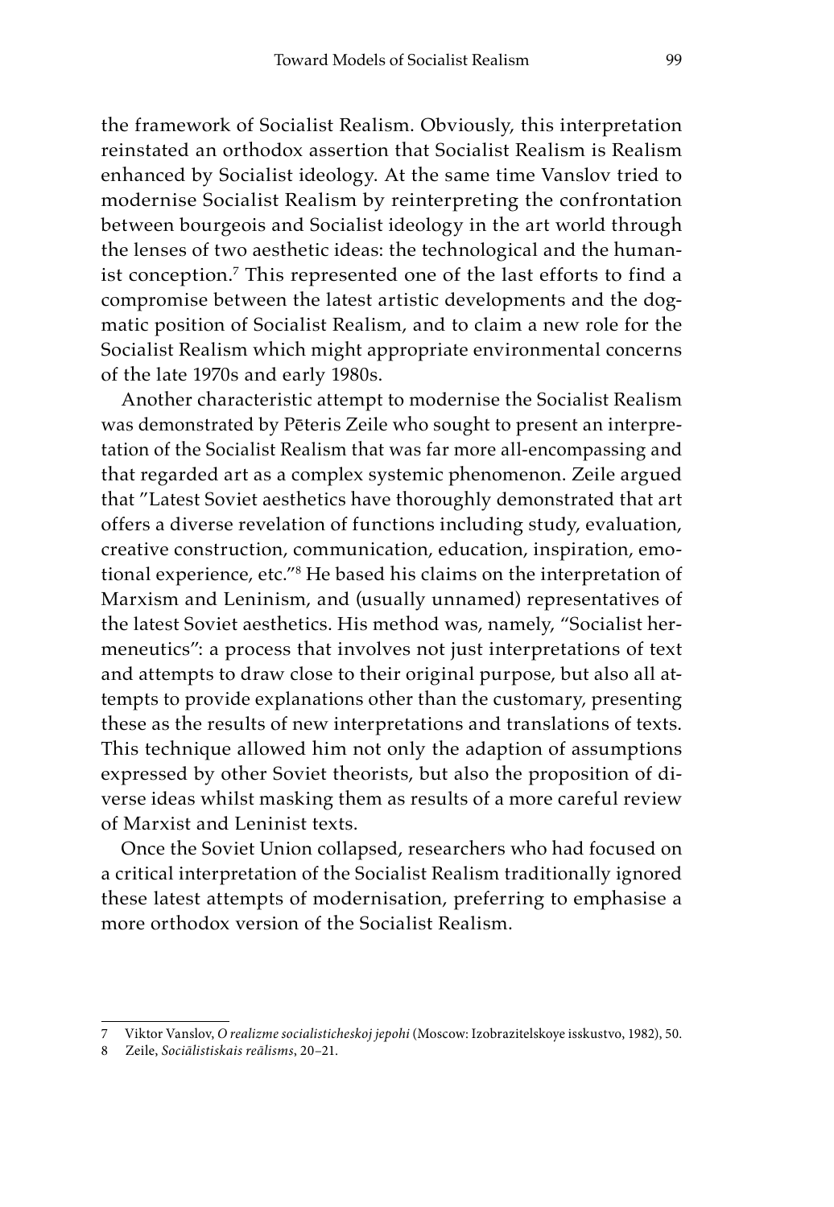the framework of Socialist Realism. Obviously, this interpretation reinstated an orthodox assertion that Socialist Realism is Realism enhanced by Socialist ideology. At the same time Vanslov tried to modernise Socialist Realism by reinterpreting the confrontation between bourgeois and Socialist ideology in the art world through the lenses of two aesthetic ideas: the technological and the humanist conception.[7] This represented one of the last efforts to find a compromise between the latest artistic developments and the dogmatic position of Socialist Realism, and to claim a new role for the Socialist Realism which might appropriate environmental concerns of the late 1970s and early 1980s.

Another characteristic attempt to modernise the Socialist Realism was demonstrated by Pēteris Zeile who sought to present an interpretation of the Socialist Realism that was far more all-encompassing and that regarded art as a complex systemic phenomenon. Zeile argued that "Latest Soviet aesthetics have thoroughly demonstrated that art offers a diverse revelation of functions including study, evaluation, creative construction, communication, education, inspiration, emotional experience, etc."[8] He based his claims on the interpretation of Marxism and Leninism, and (usually unnamed) representatives of the latest Soviet aesthetics. His method was, namely, "Socialist hermeneutics": a process that involves not just interpretations of text and attempts to draw close to their original purpose, but also all attempts to provide explanations other than the customary, presenting these as the results of new interpretations and translations of texts. This technique allowed him not only the adaption of assumptions expressed by other Soviet theorists, but also the proposition of diverse ideas whilst masking them as results of a more careful review of Marxist and Leninist texts.

Once the Soviet Union collapsed, researchers who had focused on a critical interpretation of the Socialist Realism traditionally ignored these latest attempts of modernisation, preferring to emphasise a more orthodox version of the Socialist Realism.

---

7 Viktor Vanslov, *O realizme socialisticheskoj jepohi* (Moscow: Izobrazitelskoye isskustvo, 1982), 50.

8 Zeile, *Sociālistiskais reālisms*, 20–21.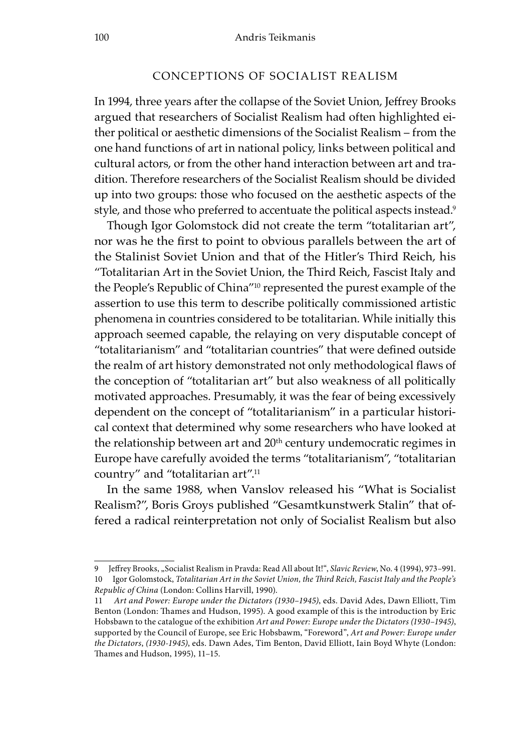## CONCEPTIONS OF SOCIALIST REALISM

In 1994, three years after the collapse of the Soviet Union, Jeffrey Brooks argued that researchers of Socialist Realism had often highlighted either political or aesthetic dimensions of the Socialist Realism – from the one hand functions of art in national policy, links between political and cultural actors, or from the other hand interaction between art and tradition. Therefore researchers of the Socialist Realism should be divided up into two groups: those who focused on the aesthetic aspects of the style, and those who preferred to accentuate the political aspects instead.[9]

Though Igor Golomstock did not create the term "totalitarian art", nor was he the first to point to obvious parallels between the art of the Stalinist Soviet Union and that of the Hitler's Third Reich, his "Totalitarian Art in the Soviet Union, the Third Reich, Fascist Italy and the People's Republic of China"[10] represented the purest example of the assertion to use this term to describe politically commissioned artistic phenomena in countries considered to be totalitarian. While initially this approach seemed capable, the relaying on very disputable concept of "totalitarianism" and "totalitarian countries" that were defined outside the realm of art history demonstrated not only methodological flaws of the conception of "totalitarian art" but also weakness of all politically motivated approaches. Presumably, it was the fear of being excessively dependent on the concept of "totalitarianism" in a particular historical context that determined why some researchers who have looked at the relationship between art and 20th century undemocratic regimes in Europe have carefully avoided the terms "totalitarianism", "totalitarian country" and "totalitarian art".[11]

In the same 1988, when Vanslov released his "What is Socialist Realism?", Boris Groys published "Gesamtkunstwerk Stalin" that offered a radical reinterpretation not only of Socialist Realism but also

---

9 Jeffrey Brooks, „Socialist Realism in Pravda: Read All about It!", *Slavic Review*, No. 4 (1994), 973–991.

10 Igor Golomstock, *Totalitarian Art in the Soviet Union, the Third Reich, Fascist Italy and the People's Republic of China* (London: Collins Harvill, 1990).

11 *Art and Power: Europe under the Dictators (1930–1945)*, eds. David Ades, Dawn Elliott, Tim Benton (London: Thames and Hudson, 1995). A good example of this is the introduction by Eric Hobsbawn to the catalogue of the exhibition *Art and Power: Europe under the Dictators (1930–1945)*, supported by the Council of Europe, see Eric Hobsbawm, "Foreword", *Art and Power: Europe under the Dictators, (1930-1945)*, eds. Dawn Ades, Tim Benton, David Elliott, Iain Boyd Whyte (London: Thames and Hudson, 1995), 11–15.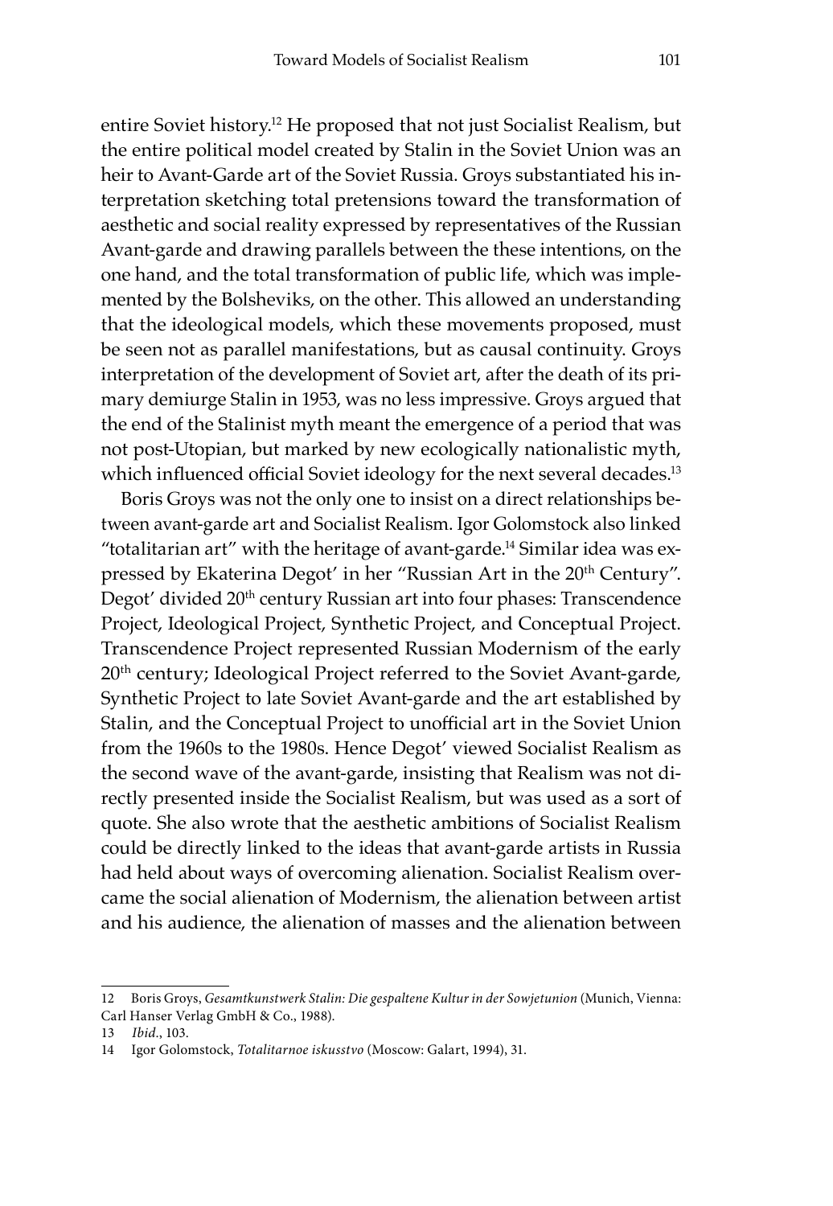entire Soviet history.[12] He proposed that not just Socialist Realism, but the entire political model created by Stalin in the Soviet Union was an heir to Avant-Garde art of the Soviet Russia. Groys substantiated his interpretation sketching total pretensions toward the transformation of aesthetic and social reality expressed by representatives of the Russian Avant-garde and drawing parallels between the these intentions, on the one hand, and the total transformation of public life, which was implemented by the Bolsheviks, on the other. This allowed an understanding that the ideological models, which these movements proposed, must be seen not as parallel manifestations, but as causal continuity. Groys interpretation of the development of Soviet art, after the death of its primary demiurge Stalin in 1953, was no less impressive. Groys argued that the end of the Stalinist myth meant the emergence of a period that was not post-Utopian, but marked by new ecologically nationalistic myth, which influenced official Soviet ideology for the next several decades.[13]

Boris Groys was not the only one to insist on a direct relationships between avant-garde art and Socialist Realism. Igor Golomstock also linked "totalitarian art" with the heritage of avant-garde.[14] Similar idea was expressed by Ekaterina Degot' in her "Russian Art in the 20th Century". Degot' divided 20th century Russian art into four phases: Transcendence Project, Ideological Project, Synthetic Project, and Conceptual Project. Transcendence Project represented Russian Modernism of the early 20th century; Ideological Project referred to the Soviet Avant-garde, Synthetic Project to late Soviet Avant-garde and the art established by Stalin, and the Conceptual Project to unofficial art in the Soviet Union from the 1960s to the 1980s. Hence Degot' viewed Socialist Realism as the second wave of the avant-garde, insisting that Realism was not directly presented inside the Socialist Realism, but was used as a sort of quote. She also wrote that the aesthetic ambitions of Socialist Realism could be directly linked to the ideas that avant-garde artists in Russia had held about ways of overcoming alienation. Socialist Realism overcame the social alienation of Modernism, the alienation between artist and his audience, the alienation of masses and the alienation between

---

12 Boris Groys, *Gesamtkunstwerk Stalin: Die gespaltene Kultur in der Sowjetunion* (Munich, Vienna: Carl Hanser Verlag GmbH & Co., 1988).

13 *Ibid*., 103.

14 Igor Golomstock, *Totalitarnoe iskusstvo* (Moscow: Galart, 1994), 31.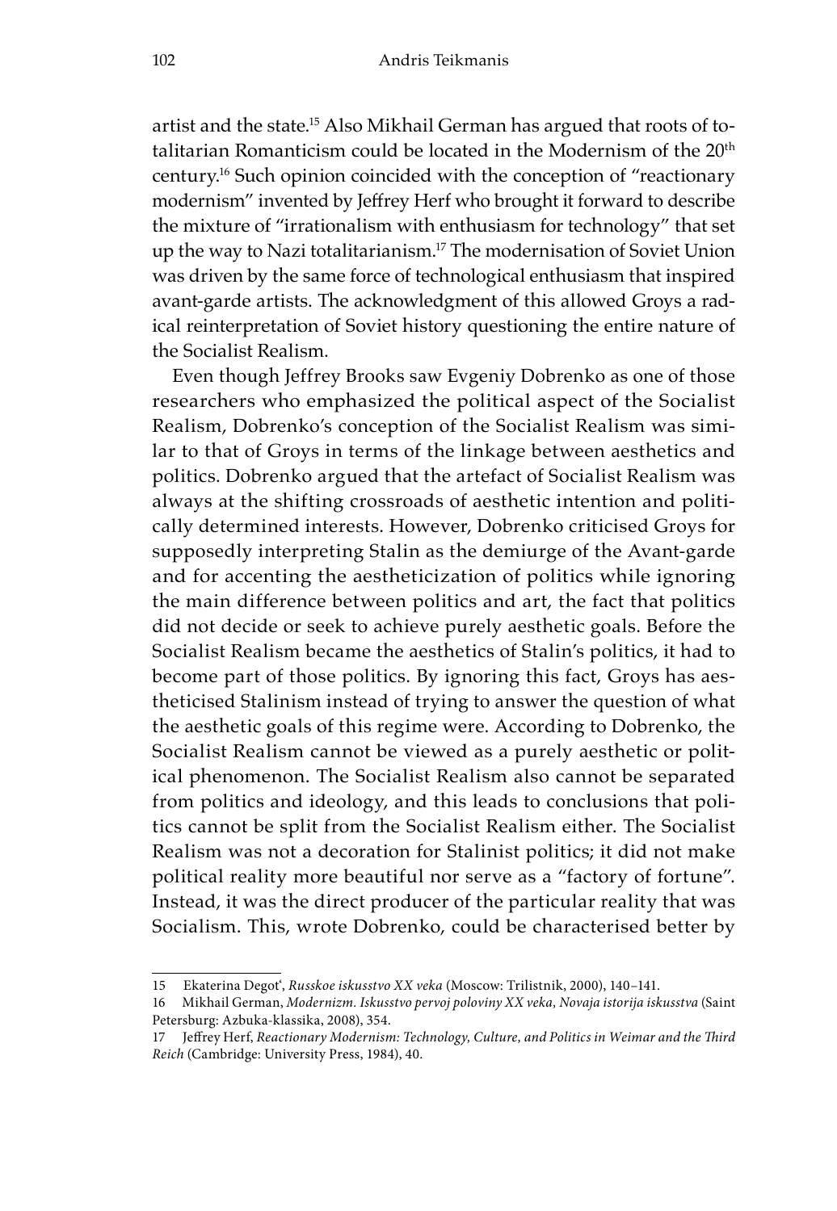artist and the state.[15] Also Mikhail German has argued that roots of totalitarian Romanticism could be located in the Modernism of the 20th century.[16] Such opinion coincided with the conception of "reactionary modernism" invented by Jeffrey Herf who brought it forward to describe the mixture of "irrationalism with enthusiasm for technology" that set up the way to Nazi totalitarianism.[17] The modernisation of Soviet Union was driven by the same force of technological enthusiasm that inspired avant-garde artists. The acknowledgment of this allowed Groys a radical reinterpretation of Soviet history questioning the entire nature of the Socialist Realism.

Even though Jeffrey Brooks saw Evgeniy Dobrenko as one of those researchers who emphasized the political aspect of the Socialist Realism, Dobrenko's conception of the Socialist Realism was similar to that of Groys in terms of the linkage between aesthetics and politics. Dobrenko argued that the artefact of Socialist Realism was always at the shifting crossroads of aesthetic intention and politically determined interests. However, Dobrenko criticised Groys for supposedly interpreting Stalin as the demiurge of the Avant-garde and for accenting the aestheticization of politics while ignoring the main difference between politics and art, the fact that politics did not decide or seek to achieve purely aesthetic goals. Before the Socialist Realism became the aesthetics of Stalin's politics, it had to become part of those politics. By ignoring this fact, Groys has aestheticised Stalinism instead of trying to answer the question of what the aesthetic goals of this regime were. According to Dobrenko, the Socialist Realism cannot be viewed as a purely aesthetic or political phenomenon. The Socialist Realism also cannot be separated from politics and ideology, and this leads to conclusions that politics cannot be split from the Socialist Realism either. The Socialist Realism was not a decoration for Stalinist politics; it did not make political reality more beautiful nor serve as a "factory of fortune". Instead, it was the direct producer of the particular reality that was Socialism. This, wrote Dobrenko, could be characterised better by

---

15 Ekaterina Degot', *Russkoe iskusstvo XX veka* (Moscow: Trilistnik, 2000), 140–141.

16 Mikhail German, *Modernizm. Iskusstvo pervoj poloviny XX veka, Novaja istorija iskusstva* (Saint Petersburg: Azbuka-klassika, 2008), 354.

17 Jeffrey Herf, *Reactionary Modernism: Technology, Culture, and Politics in Weimar and the Third Reich* (Cambridge: University Press, 1984), 40.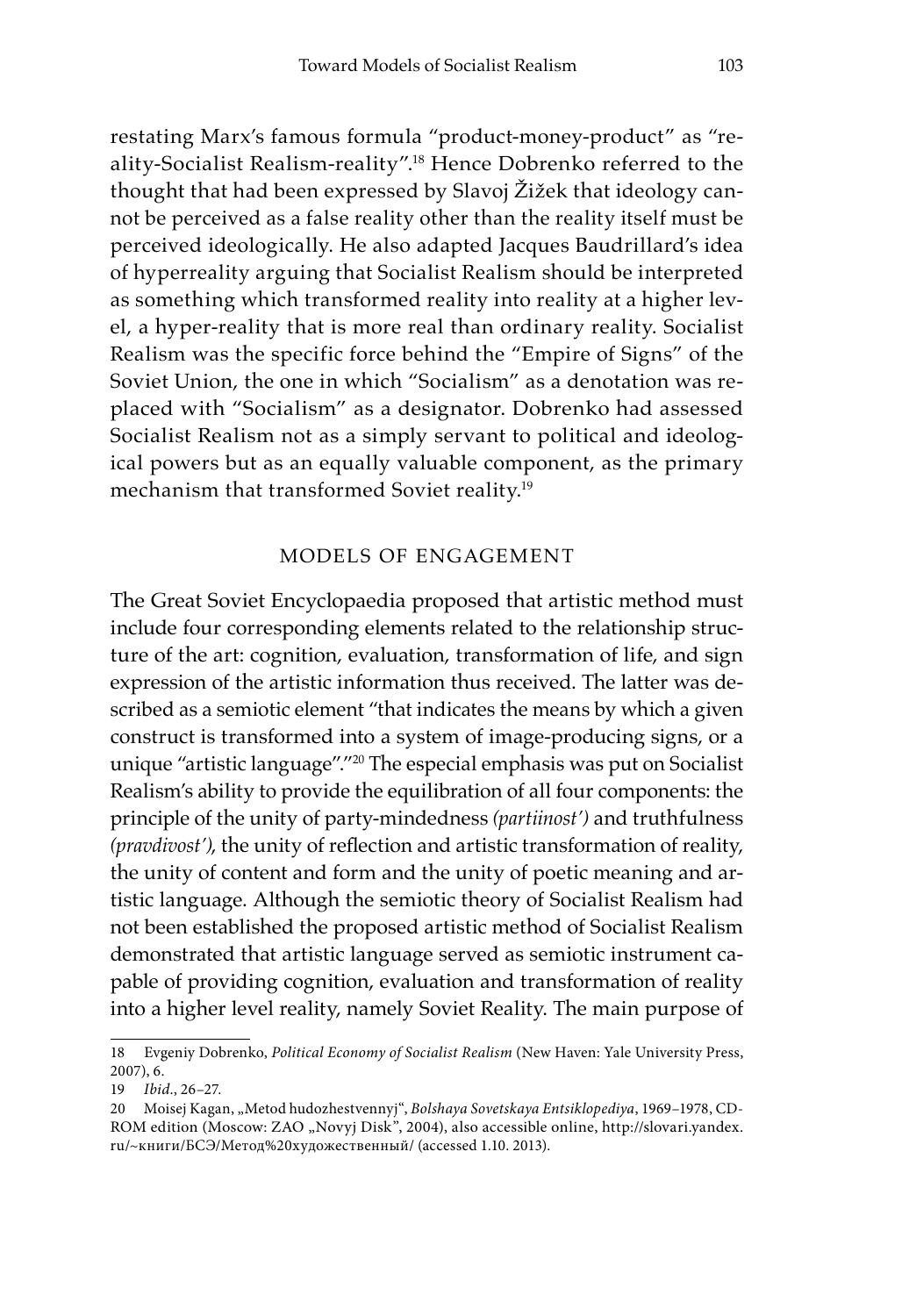restating Marx's famous formula "product-money-product" as "reality-Socialist Realism-reality".[18] Hence Dobrenko referred to the thought that had been expressed by Slavoj Žižek that ideology cannot be perceived as a false reality other than the reality itself must be perceived ideologically. He also adapted Jacques Baudrillard's idea of hyperreality arguing that Socialist Realism should be interpreted as something which transformed reality into reality at a higher level, a hyper-reality that is more real than ordinary reality. Socialist Realism was the specific force behind the "Empire of Signs" of the Soviet Union, the one in which "Socialism" as a denotation was replaced with "Socialism" as a designator. Dobrenko had assessed Socialist Realism not as a simply servant to political and ideological powers but as an equally valuable component, as the primary mechanism that transformed Soviet reality.[19]

## MODELS OF ENGAGEMENT

The Great Soviet Encyclopaedia proposed that artistic method must include four corresponding elements related to the relationship structure of the art: cognition, evaluation, transformation of life, and sign expression of the artistic information thus received. The latter was described as a semiotic element "that indicates the means by which a given construct is transformed into a system of image-producing signs, or a unique "artistic language"."[20] The especial emphasis was put on Socialist Realism's ability to provide the equilibration of all four components: the principle of the unity of party-mindedness *(partiinost')* and truthfulness *(pravdivost')*, the unity of reflection and artistic transformation of reality, the unity of content and form and the unity of poetic meaning and artistic language. Although the semiotic theory of Socialist Realism had not been established the proposed artistic method of Socialist Realism demonstrated that artistic language served as semiotic instrument capable of providing cognition, evaluation and transformation of reality into a higher level reality, namely Soviet Reality. The main purpose of

---

18 Evgeniy Dobrenko, *Political Economy of Socialist Realism* (New Haven: Yale University Press, 2007), 6.

19 *Ibid*., 26–27.

20 Moisej Kagan, „Metod hudozhestvennyj", *Bolshaya Sovetskaya Entsiklopediya*, 1969–1978, CD-ROM edition (Moscow: ZAO „Novyj Disk", 2004), also accessible online, http://slovari.yandex.ru/~книги/БСЭ/Метод%20художественный/ (accessed 1.10. 2013).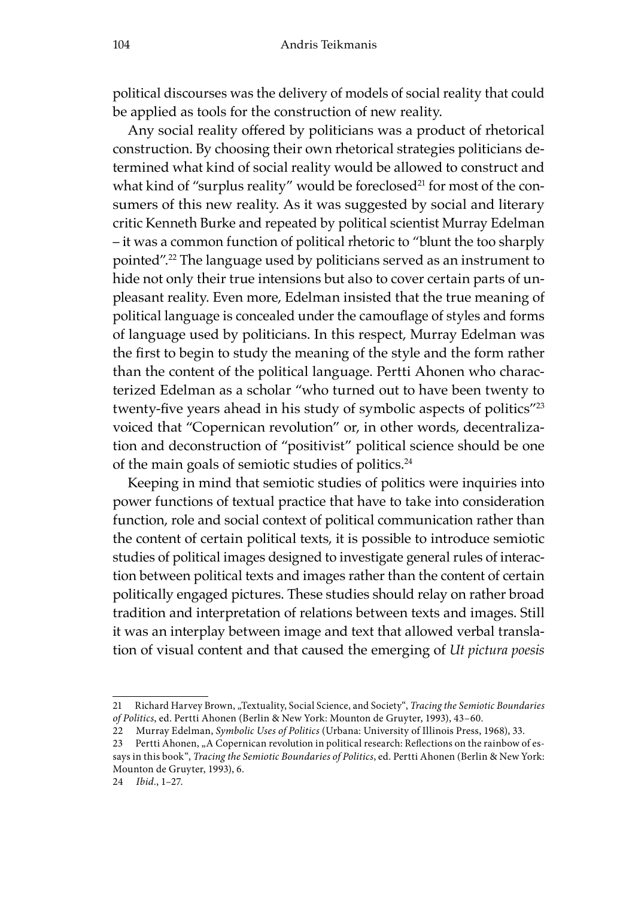political discourses was the delivery of models of social reality that could be applied as tools for the construction of new reality.

Any social reality offered by politicians was a product of rhetorical construction. By choosing their own rhetorical strategies politicians determined what kind of social reality would be allowed to construct and what kind of "surplus reality" would be foreclosed[21] for most of the consumers of this new reality. As it was suggested by social and literary critic Kenneth Burke and repeated by political scientist Murray Edelman – it was a common function of political rhetoric to "blunt the too sharply pointed".[22] The language used by politicians served as an instrument to hide not only their true intensions but also to cover certain parts of unpleasant reality. Even more, Edelman insisted that the true meaning of political language is concealed under the camouflage of styles and forms of language used by politicians. In this respect, Murray Edelman was the first to begin to study the meaning of the style and the form rather than the content of the political language. Pertti Ahonen who characterized Edelman as a scholar "who turned out to have been twenty to twenty-five years ahead in his study of symbolic aspects of politics"[23] voiced that "Copernican revolution" or, in other words, decentralization and deconstruction of "positivist" political science should be one of the main goals of semiotic studies of politics.[24]

Keeping in mind that semiotic studies of politics were inquiries into power functions of textual practice that have to take into consideration function, role and social context of political communication rather than the content of certain political texts, it is possible to introduce semiotic studies of political images designed to investigate general rules of interaction between political texts and images rather than the content of certain politically engaged pictures. These studies should relay on rather broad tradition and interpretation of relations between texts and images. Still it was an interplay between image and text that allowed verbal translation of visual content and that caused the emerging of *Ut pictura poesis*

---

21 Richard Harvey Brown, „Textuality, Social Science, and Society", *Tracing the Semiotic Boundaries of Politics*, ed. Pertti Ahonen (Berlin & New York: Mounton de Gruyter, 1993), 43–60.

22 Murray Edelman, *Symbolic Uses of Politics* (Urbana: University of Illinois Press, 1968), 33.

23 Pertti Ahonen, „A Copernican revolution in political research: Reflections on the rainbow of essays in this book", *Tracing the Semiotic Boundaries of Politics*, ed. Pertti Ahonen (Berlin & New York: Mounton de Gruyter, 1993), 6.

24 *Ibid*., 1–27.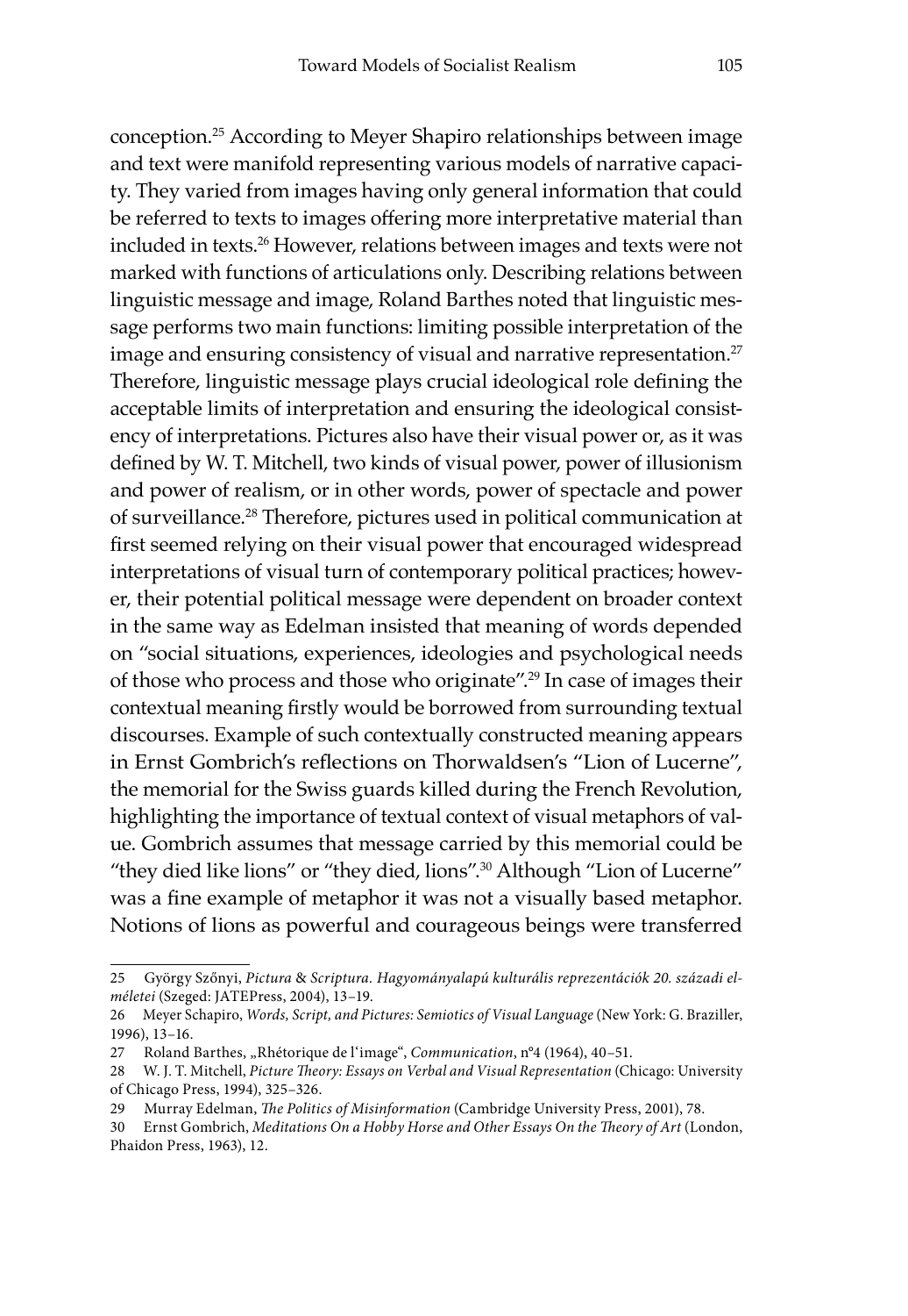conception.[25] According to Meyer Shapiro relationships between image and text were manifold representing various models of narrative capacity. They varied from images having only general information that could be referred to texts to images offering more interpretative material than included in texts.[26] However, relations between images and texts were not marked with functions of articulations only. Describing relations between linguistic message and image, Roland Barthes noted that linguistic message performs two main functions: limiting possible interpretation of the image and ensuring consistency of visual and narrative representation.[27] Therefore, linguistic message plays crucial ideological role defining the acceptable limits of interpretation and ensuring the ideological consistency of interpretations. Pictures also have their visual power or, as it was defined by W. T. Mitchell, two kinds of visual power, power of illusionism and power of realism, or in other words, power of spectacle and power of surveillance.[28] Therefore, pictures used in political communication at first seemed relying on their visual power that encouraged widespread interpretations of visual turn of contemporary political practices; however, their potential political message were dependent on broader context in the same way as Edelman insisted that meaning of words depended on "social situations, experiences, ideologies and psychological needs of those who process and those who originate".[29] In case of images their contextual meaning firstly would be borrowed from surrounding textual discourses. Example of such contextually constructed meaning appears in Ernst Gombrich's reflections on Thorwaldsen's "Lion of Lucerne", the memorial for the Swiss guards killed during the French Revolution, highlighting the importance of textual context of visual metaphors of value. Gombrich assumes that message carried by this memorial could be "they died like lions" or "they died, lions".[30] Although "Lion of Lucerne" was a fine example of metaphor it was not a visually based metaphor. Notions of lions as powerful and courageous beings were transferred

---

25 György Szőnyi, *Pictura & Scriptura. Hagyományalapú kulturális reprezentációk 20. századi elméletei* (Szeged: JATEPress, 2004), 13–19.

26 Meyer Schapiro, *Words, Script, and Pictures: Semiotics of Visual Language* (New York: G. Braziller, 1996), 13–16.

27 Roland Barthes, „Rhétorique de l'image", *Communication*, n°4 (1964), 40–51.

28 W. J. T. Mitchell, *Picture Theory: Essays on Verbal and Visual Representation* (Chicago: University of Chicago Press, 1994), 325–326.

29 Murray Edelman, *The Politics of Misinformation* (Cambridge University Press, 2001), 78.

30 Ernst Gombrich, *Meditations On a Hobby Horse and Other Essays On the Theory of Art* (London, Phaidon Press, 1963), 12.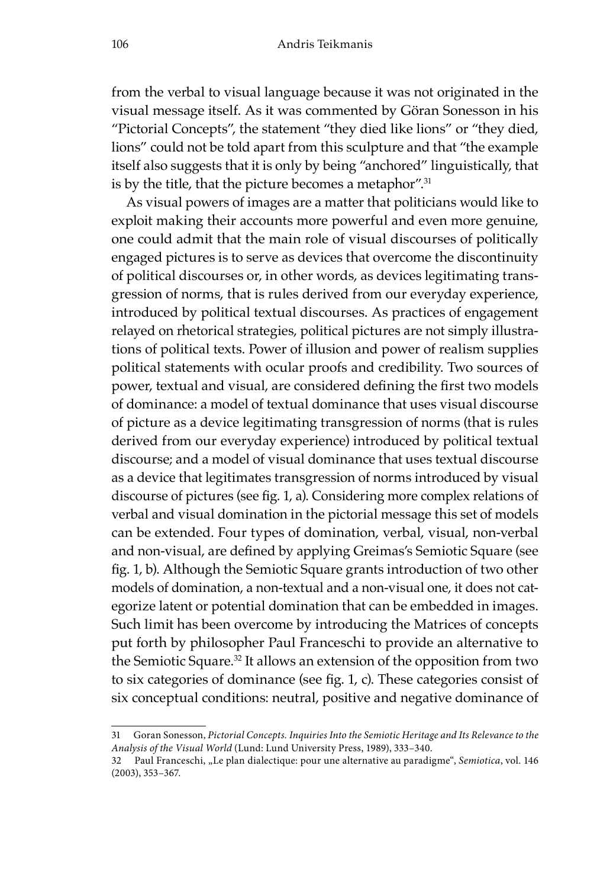from the verbal to visual language because it was not originated in the visual message itself. As it was commented by Göran Sonesson in his "Pictorial Concepts", the statement "they died like lions" or "they died, lions" could not be told apart from this sculpture and that "the example itself also suggests that it is only by being "anchored" linguistically, that is by the title, that the picture becomes a metaphor".[31]

As visual powers of images are a matter that politicians would like to exploit making their accounts more powerful and even more genuine, one could admit that the main role of visual discourses of politically engaged pictures is to serve as devices that overcome the discontinuity of political discourses or, in other words, as devices legitimating transgression of norms, that is rules derived from our everyday experience, introduced by political textual discourses. As practices of engagement relayed on rhetorical strategies, political pictures are not simply illustrations of political texts. Power of illusion and power of realism supplies political statements with ocular proofs and credibility. Two sources of power, textual and visual, are considered defining the first two models of dominance: a model of textual dominance that uses visual discourse of picture as a device legitimating transgression of norms (that is rules derived from our everyday experience) introduced by political textual discourse; and a model of visual dominance that uses textual discourse as a device that legitimates transgression of norms introduced by visual discourse of pictures (see fig. 1, a). Considering more complex relations of verbal and visual domination in the pictorial message this set of models can be extended. Four types of domination, verbal, visual, non-verbal and non-visual, are defined by applying Greimas's Semiotic Square (see fig. 1, b). Although the Semiotic Square grants introduction of two other models of domination, a non-textual and a non-visual one, it does not categorize latent or potential domination that can be embedded in images. Such limit has been overcome by introducing the Matrices of concepts put forth by philosopher Paul Franceschi to provide an alternative to the Semiotic Square.[32] It allows an extension of the opposition from two to six categories of dominance (see fig. 1, c). These categories consist of six conceptual conditions: neutral, positive and negative dominance of

31 Goran Sonesson, *Pictorial Concepts. Inquiries Into the Semiotic Heritage and Its Relevance to the Analysis of the Visual World* (Lund: Lund University Press, 1989), 333–340.

32 Paul Franceschi, „Le plan dialectique: pour une alternative au paradigme", *Semiotica*, vol. 146 (2003), 353–367.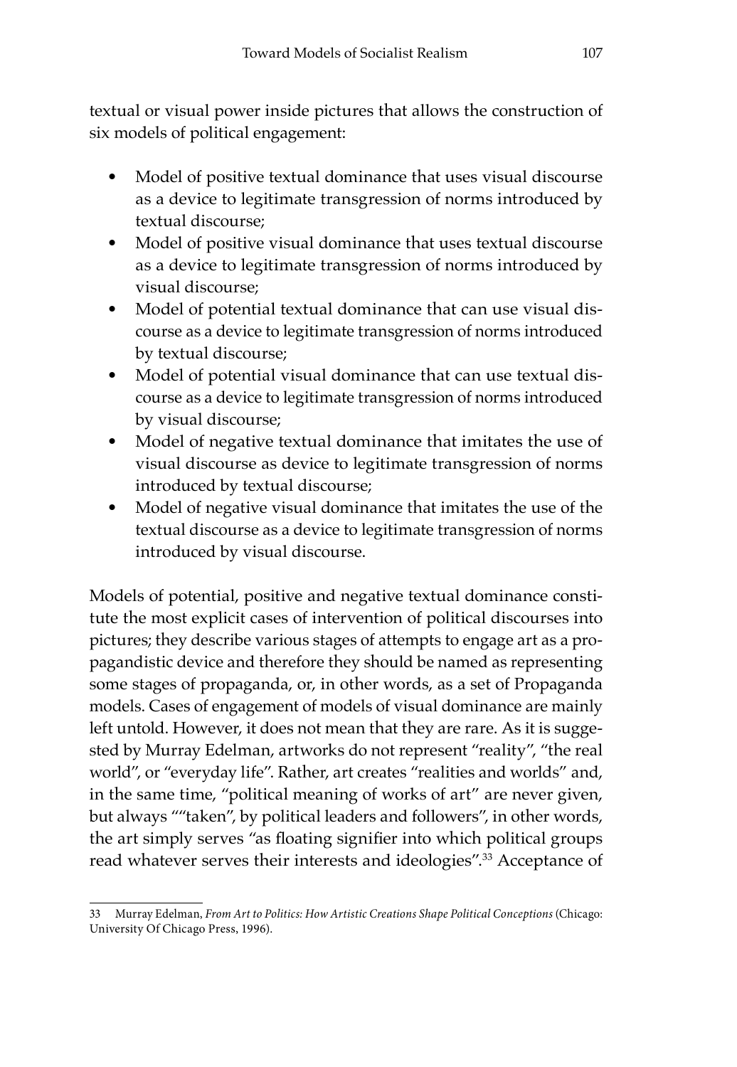textual or visual power inside pictures that allows the construction of six models of political engagement:

- Model of positive textual dominance that uses visual discourse as a device to legitimate transgression of norms introduced by textual discourse;
- Model of positive visual dominance that uses textual discourse as a device to legitimate transgression of norms introduced by visual discourse;
- Model of potential textual dominance that can use visual discourse as a device to legitimate transgression of norms introduced by textual discourse;
- Model of potential visual dominance that can use textual discourse as a device to legitimate transgression of norms introduced by visual discourse;
- Model of negative textual dominance that imitates the use of visual discourse as device to legitimate transgression of norms introduced by textual discourse;
- Model of negative visual dominance that imitates the use of the textual discourse as a device to legitimate transgression of norms introduced by visual discourse.

Models of potential, positive and negative textual dominance constitute the most explicit cases of intervention of political discourses into pictures; they describe various stages of attempts to engage art as a propagandistic device and therefore they should be named as representing some stages of propaganda, or, in other words, as a set of Propaganda models. Cases of engagement of models of visual dominance are mainly left untold. However, it does not mean that they are rare. As it is suggested by Murray Edelman, artworks do not represent "reality", "the real world", or "everyday life". Rather, art creates "realities and worlds" and, in the same time, "political meaning of works of art" are never given, but always ""taken", by political leaders and followers", in other words, the art simply serves "as floating signifier into which political groups read whatever serves their interests and ideologies".[33] Acceptance of

---

33 Murray Edelman, *From Art to Politics: How Artistic Creations Shape Political Conceptions* (Chicago: University Of Chicago Press, 1996).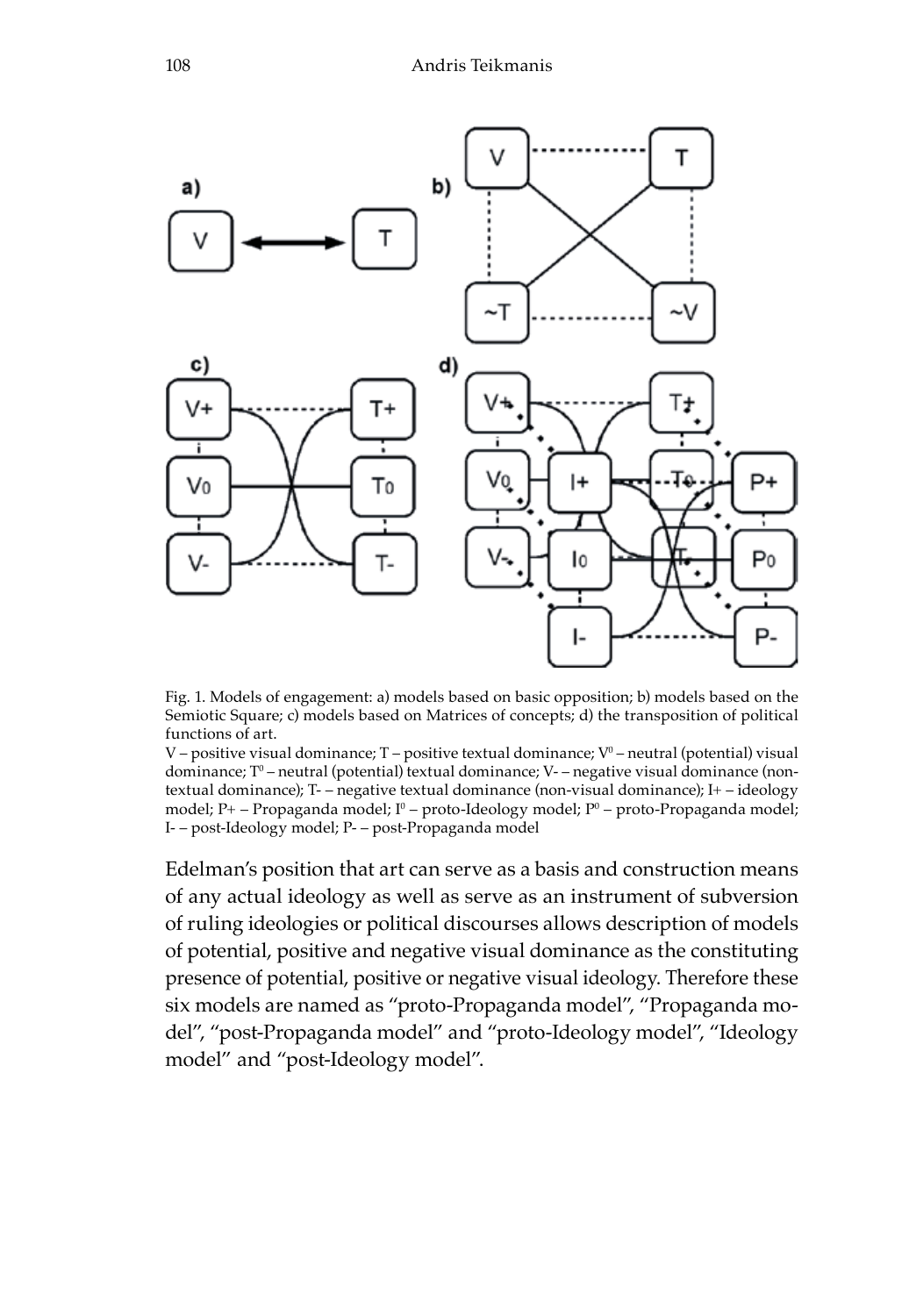Fig. 1. Models of engagement: a) models based on basic opposition; b) models based on the Semiotic Square; c) models based on Matrices of concepts; d) the transposition of political functions of art.

V – positive visual dominance; T – positive textual dominance; $V^0$ – neutral (potential) visual dominance; $T^0$ – neutral (potential) textual dominance; V- – negative visual dominance (non-textual dominance); T- – negative textual dominance (non-visual dominance); I+ – ideology model; P+ – Propaganda model; $I^0$ – proto-Ideology model; $P^0$ – proto-Propaganda model; I- – post-Ideology model; P- – post-Propaganda model

Edelman's position that art can serve as a basis and construction means of any actual ideology as well as serve as an instrument of subversion of ruling ideologies or political discourses allows description of models of potential, positive and negative visual dominance as the constituting presence of potential, positive or negative visual ideology. Therefore these six models are named as "proto-Propaganda model", "Propaganda model", "post-Propaganda model" and "proto-Ideology model", "Ideology model" and "post-Ideology model".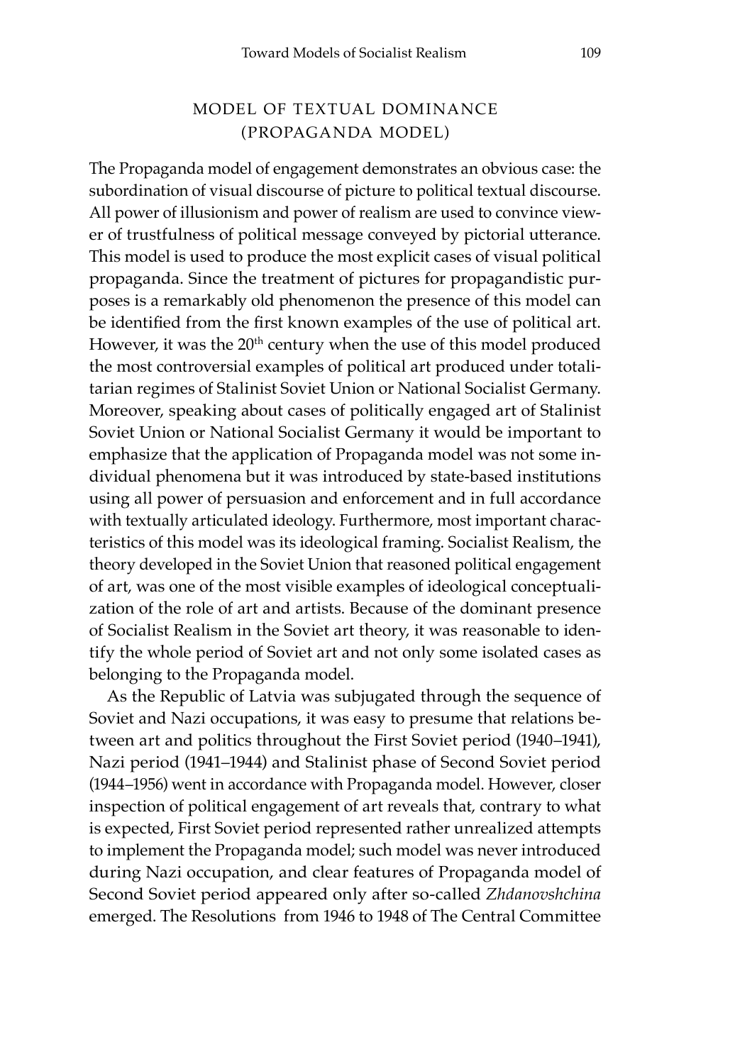## MODEL OF TEXTUAL DOMINANCE (PROPAGANDA MODEL)

The Propaganda model of engagement demonstrates an obvious case: the subordination of visual discourse of picture to political textual discourse. All power of illusionism and power of realism are used to convince viewer of trustfulness of political message conveyed by pictorial utterance. This model is used to produce the most explicit cases of visual political propaganda. Since the treatment of pictures for propagandistic purposes is a remarkably old phenomenon the presence of this model can be identified from the first known examples of the use of political art. However, it was the 20th century when the use of this model produced the most controversial examples of political art produced under totalitarian regimes of Stalinist Soviet Union or National Socialist Germany. Moreover, speaking about cases of politically engaged art of Stalinist Soviet Union or National Socialist Germany it would be important to emphasize that the application of Propaganda model was not some individual phenomena but it was introduced by state-based institutions using all power of persuasion and enforcement and in full accordance with textually articulated ideology. Furthermore, most important characteristics of this model was its ideological framing. Socialist Realism, the theory developed in the Soviet Union that reasoned political engagement of art, was one of the most visible examples of ideological conceptualization of the role of art and artists. Because of the dominant presence of Socialist Realism in the Soviet art theory, it was reasonable to identify the whole period of Soviet art and not only some isolated cases as belonging to the Propaganda model.

As the Republic of Latvia was subjugated through the sequence of Soviet and Nazi occupations, it was easy to presume that relations between art and politics throughout the First Soviet period (1940–1941), Nazi period (1941–1944) and Stalinist phase of Second Soviet period (1944–1956) went in accordance with Propaganda model. However, closer inspection of political engagement of art reveals that, contrary to what is expected, First Soviet period represented rather unrealized attempts to implement the Propaganda model; such model was never introduced during Nazi occupation, and clear features of Propaganda model of Second Soviet period appeared only after so-called *Zhdanovshchina* emerged. The Resolutions from 1946 to 1948 of The Central Committee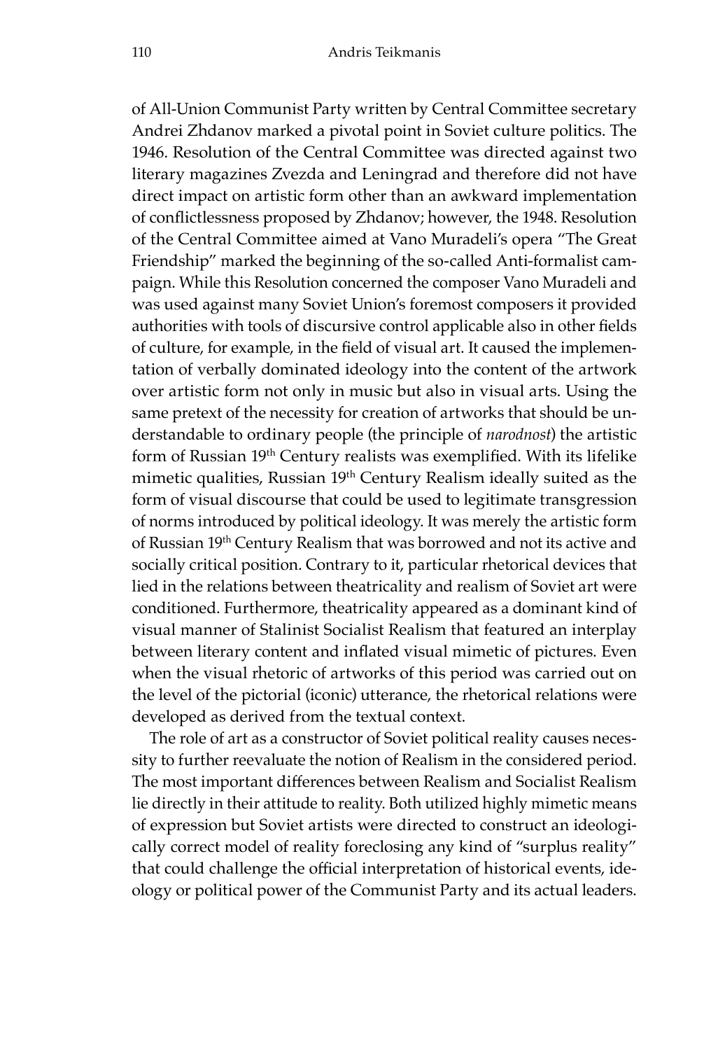of All-Union Communist Party written by Central Committee secretary Andrei Zhdanov marked a pivotal point in Soviet culture politics. The 1946. Resolution of the Central Committee was directed against two literary magazines Zvezda and Leningrad and therefore did not have direct impact on artistic form other than an awkward implementation of conflictlessness proposed by Zhdanov; however, the 1948. Resolution of the Central Committee aimed at Vano Muradeli's opera "The Great Friendship" marked the beginning of the so-called Anti-formalist campaign. While this Resolution concerned the composer Vano Muradeli and was used against many Soviet Union's foremost composers it provided authorities with tools of discursive control applicable also in other fields of culture, for example, in the field of visual art. It caused the implementation of verbally dominated ideology into the content of the artwork over artistic form not only in music but also in visual arts. Using the same pretext of the necessity for creation of artworks that should be understandable to ordinary people (the principle of *narodnost*) the artistic form of Russian 19th Century realists was exemplified. With its lifelike mimetic qualities, Russian 19th Century Realism ideally suited as the form of visual discourse that could be used to legitimate transgression of norms introduced by political ideology. It was merely the artistic form of Russian 19th Century Realism that was borrowed and not its active and socially critical position. Contrary to it, particular rhetorical devices that lied in the relations between theatricality and realism of Soviet art were conditioned. Furthermore, theatricality appeared as a dominant kind of visual manner of Stalinist Socialist Realism that featured an interplay between literary content and inflated visual mimetic of pictures. Even when the visual rhetoric of artworks of this period was carried out on the level of the pictorial (iconic) utterance, the rhetorical relations were developed as derived from the textual context.

The role of art as a constructor of Soviet political reality causes necessity to further reevaluate the notion of Realism in the considered period. The most important differences between Realism and Socialist Realism lie directly in their attitude to reality. Both utilized highly mimetic means of expression but Soviet artists were directed to construct an ideologically correct model of reality foreclosing any kind of "surplus reality" that could challenge the official interpretation of historical events, ideology or political power of the Communist Party and its actual leaders.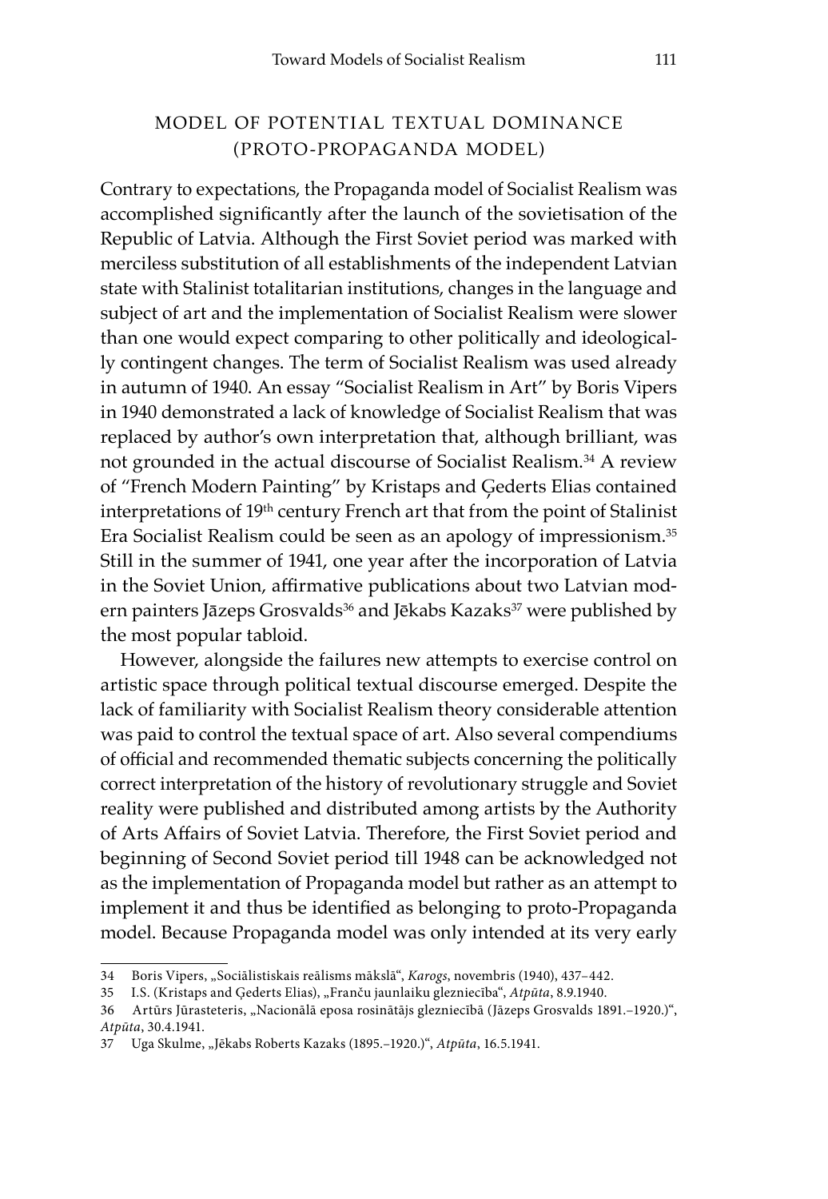## MODEL OF POTENTIAL TEXTUAL DOMINANCE (PROTO-PROPAGANDA MODEL)

Contrary to expectations, the Propaganda model of Socialist Realism was accomplished significantly after the launch of the sovietisation of the Republic of Latvia. Although the First Soviet period was marked with merciless substitution of all establishments of the independent Latvian state with Stalinist totalitarian institutions, changes in the language and subject of art and the implementation of Socialist Realism were slower than one would expect comparing to other politically and ideologically contingent changes. The term of Socialist Realism was used already in autumn of 1940. An essay "Socialist Realism in Art" by Boris Vipers in 1940 demonstrated a lack of knowledge of Socialist Realism that was replaced by author's own interpretation that, although brilliant, was not grounded in the actual discourse of Socialist Realism.[34] A review of "French Modern Painting" by Kristaps and Ģederts Elias contained interpretations of 19th century French art that from the point of Stalinist Era Socialist Realism could be seen as an apology of impressionism.[35] Still in the summer of 1941, one year after the incorporation of Latvia in the Soviet Union, affirmative publications about two Latvian modern painters Jāzeps Grosvalds[36] and Jēkabs Kazaks[37] were published by the most popular tabloid.

However, alongside the failures new attempts to exercise control on artistic space through political textual discourse emerged. Despite the lack of familiarity with Socialist Realism theory considerable attention was paid to control the textual space of art. Also several compendiums of official and recommended thematic subjects concerning the politically correct interpretation of the history of revolutionary struggle and Soviet reality were published and distributed among artists by the Authority of Arts Affairs of Soviet Latvia. Therefore, the First Soviet period and beginning of Second Soviet period till 1948 can be acknowledged not as the implementation of Propaganda model but rather as an attempt to implement it and thus be identified as belonging to proto-Propaganda model. Because Propaganda model was only intended at its very early

---

34 Boris Vipers, „Sociālistiskais reālisms mākslā", *Karogs*, novembris (1940), 437–442.

35 I.S. (Kristaps and Ģederts Elias), „Franču jaunlaiku glezniecība", *Atpūta*, 8.9.1940.

36 Artūrs Jūrasteteris, „Nacionālā eposa rosinātājs glezniecībā (Jāzeps Grosvalds 1891.–1920.)", *Atpūta*, 30.4.1941.

37 Uga Skulme, „Jēkabs Roberts Kazaks (1895.–1920.)", *Atpūta*, 16.5.1941.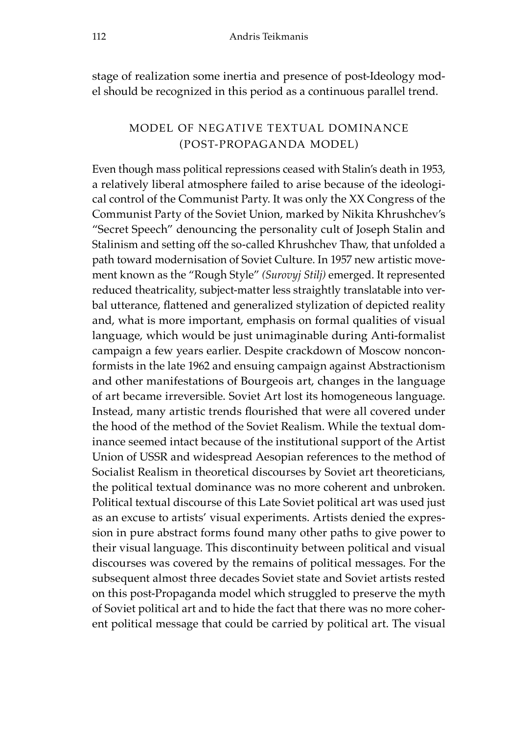stage of realization some inertia and presence of post-Ideology model should be recognized in this period as a continuous parallel trend.

## MODEL OF NEGATIVE TEXTUAL DOMINANCE (POST-PROPAGANDA MODEL)

Even though mass political repressions ceased with Stalin's death in 1953, a relatively liberal atmosphere failed to arise because of the ideological control of the Communist Party. It was only the XX Congress of the Communist Party of the Soviet Union, marked by Nikita Khrushchev's "Secret Speech" denouncing the personality cult of Joseph Stalin and Stalinism and setting off the so-called Khrushchev Thaw, that unfolded a path toward modernisation of Soviet Culture. In 1957 new artistic movement known as the "Rough Style" *(Surovyj Stilj)* emerged. It represented reduced theatricality, subject-matter less straightly translatable into verbal utterance, flattened and generalized stylization of depicted reality and, what is more important, emphasis on formal qualities of visual language, which would be just unimaginable during Anti-formalist campaign a few years earlier. Despite crackdown of Moscow nonconformists in the late 1962 and ensuing campaign against Abstractionism and other manifestations of Bourgeois art, changes in the language of art became irreversible. Soviet Art lost its homogeneous language. Instead, many artistic trends flourished that were all covered under the hood of the method of the Soviet Realism. While the textual dominance seemed intact because of the institutional support of the Artist Union of USSR and widespread Aesopian references to the method of Socialist Realism in theoretical discourses by Soviet art theoreticians, the political textual dominance was no more coherent and unbroken. Political textual discourse of this Late Soviet political art was used just as an excuse to artists' visual experiments. Artists denied the expression in pure abstract forms found many other paths to give power to their visual language. This discontinuity between political and visual discourses was covered by the remains of political messages. For the subsequent almost three decades Soviet state and Soviet artists rested on this post-Propaganda model which struggled to preserve the myth of Soviet political art and to hide the fact that there was no more coherent political message that could be carried by political art. The visual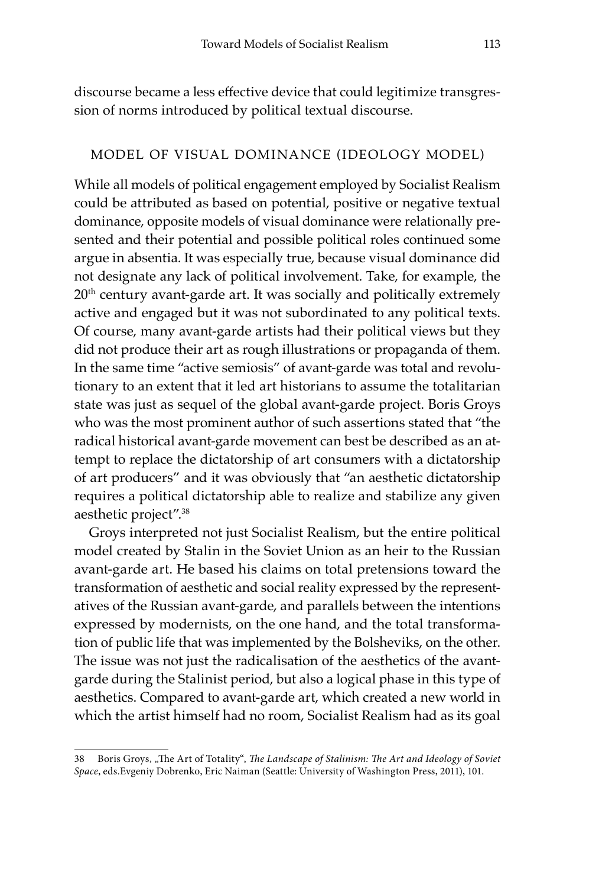discourse became a less effective device that could legitimize transgression of norms introduced by political textual discourse.

## Model of Visual Dominance (Ideology Model)

While all models of political engagement employed by Socialist Realism could be attributed as based on potential, positive or negative textual dominance, opposite models of visual dominance were relationally presented and their potential and possible political roles continued some argue in absentia. It was especially true, because visual dominance did not designate any lack of political involvement. Take, for example, the 20th century avant-garde art. It was socially and politically extremely active and engaged but it was not subordinated to any political texts. Of course, many avant-garde artists had their political views but they did not produce their art as rough illustrations or propaganda of them. In the same time "active semiosis" of avant-garde was total and revolutionary to an extent that it led art historians to assume the totalitarian state was just as sequel of the global avant-garde project. Boris Groys who was the most prominent author of such assertions stated that "the radical historical avant-garde movement can best be described as an attempt to replace the dictatorship of art consumers with a dictatorship of art producers" and it was obviously that "an aesthetic dictatorship requires a political dictatorship able to realize and stabilize any given aesthetic project".[38]

Groys interpreted not just Socialist Realism, but the entire political model created by Stalin in the Soviet Union as an heir to the Russian avant-garde art. He based his claims on total pretensions toward the transformation of aesthetic and social reality expressed by the representatives of the Russian avant-garde, and parallels between the intentions expressed by modernists, on the one hand, and the total transformation of public life that was implemented by the Bolsheviks, on the other. The issue was not just the radicalisation of the aesthetics of the avant-garde during the Stalinist period, but also a logical phase in this type of aesthetics. Compared to avant-garde art, which created a new world in which the artist himself had no room, Socialist Realism had as its goal

38 Boris Groys, „The Art of Totality", *The Landscape of Stalinism: The Art and Ideology of Soviet Space*, eds.Evgeniy Dobrenko, Eric Naiman (Seattle: University of Washington Press, 2011), 101.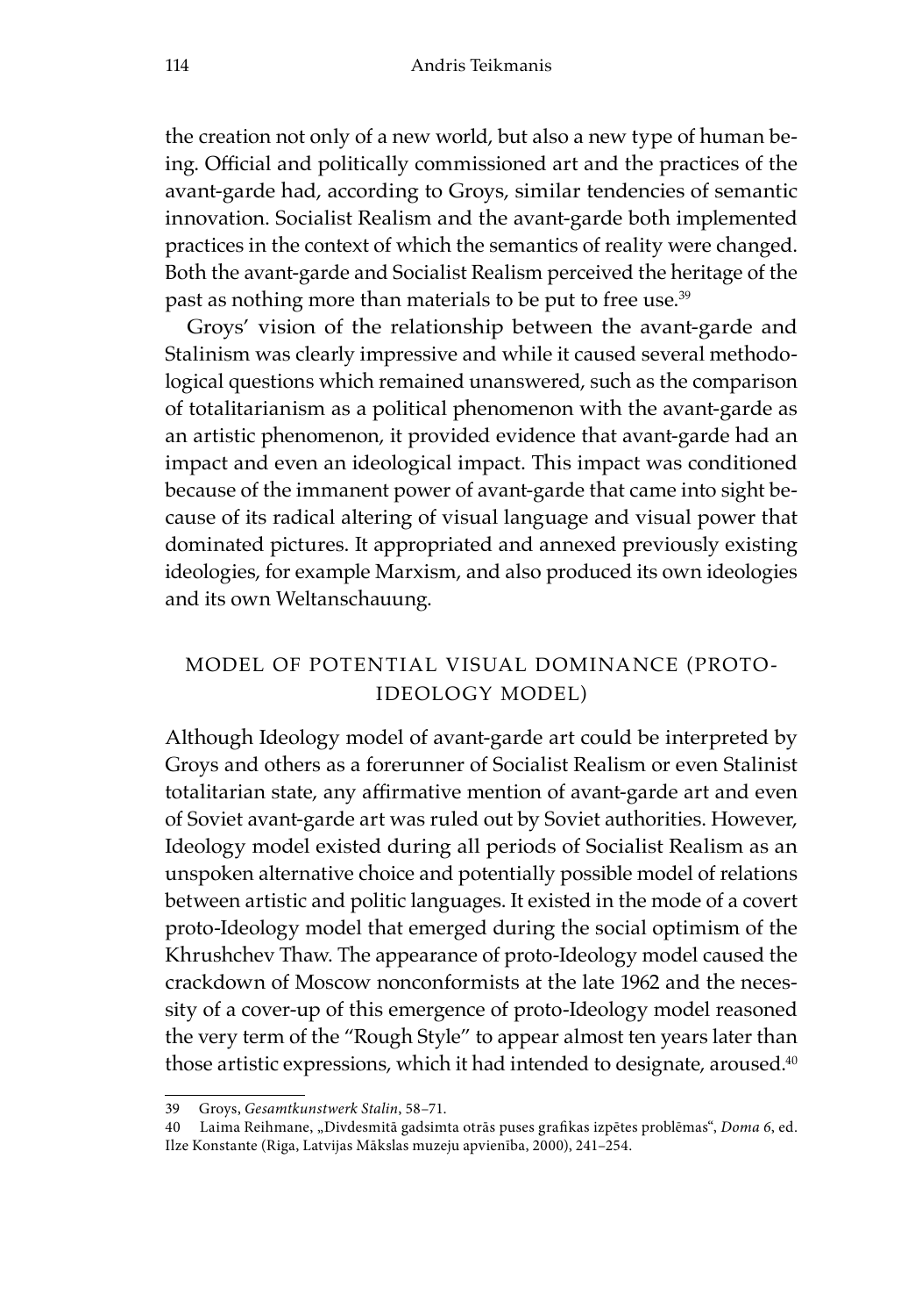the creation not only of a new world, but also a new type of human being. Official and politically commissioned art and the practices of the avant-garde had, according to Groys, similar tendencies of semantic innovation. Socialist Realism and the avant-garde both implemented practices in the context of which the semantics of reality were changed. Both the avant-garde and Socialist Realism perceived the heritage of the past as nothing more than materials to be put to free use.[39]

Groys' vision of the relationship between the avant-garde and Stalinism was clearly impressive and while it caused several methodological questions which remained unanswered, such as the comparison of totalitarianism as a political phenomenon with the avant-garde as an artistic phenomenon, it provided evidence that avant-garde had an impact and even an ideological impact. This impact was conditioned because of the immanent power of avant-garde that came into sight because of its radical altering of visual language and visual power that dominated pictures. It appropriated and annexed previously existing ideologies, for example Marxism, and also produced its own ideologies and its own Weltanschauung.

## MODEL OF POTENTIAL VISUAL DOMINANCE (PROTO-IDEOLOGY MODEL)

Although Ideology model of avant-garde art could be interpreted by Groys and others as a forerunner of Socialist Realism or even Stalinist totalitarian state, any affirmative mention of avant-garde art and even of Soviet avant-garde art was ruled out by Soviet authorities. However, Ideology model existed during all periods of Socialist Realism as an unspoken alternative choice and potentially possible model of relations between artistic and politic languages. It existed in the mode of a covert proto-Ideology model that emerged during the social optimism of the Khrushchev Thaw. The appearance of proto-Ideology model caused the crackdown of Moscow nonconformists at the late 1962 and the necessity of a cover-up of this emergence of proto-Ideology model reasoned the very term of the "Rough Style" to appear almost ten years later than those artistic expressions, which it had intended to designate, aroused.[40]

---

39 Groys, *Gesamtkunstwerk Stalin*, 58–71.

40 Laima Reihmane, „Divdesmitā gadsimta otrās puses grafikas izpētes problēmas", *Doma 6*, ed. Ilze Konstante (Riga, Latvijas Mākslas muzeju apvienība, 2000), 241–254.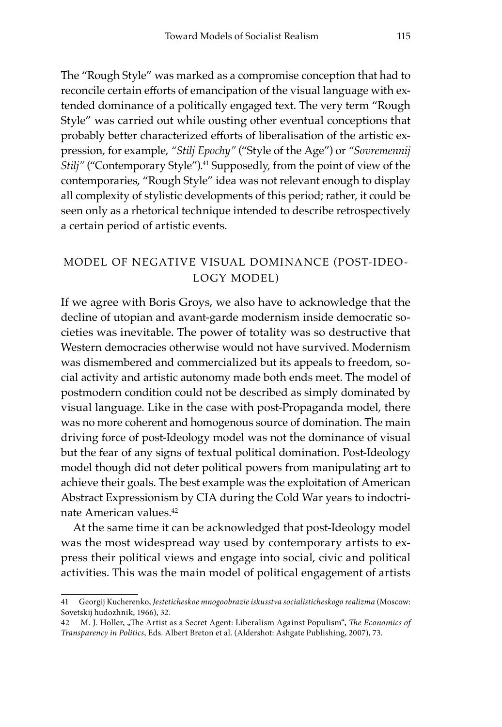The "Rough Style" was marked as a compromise conception that had to reconcile certain efforts of emancipation of the visual language with extended dominance of a politically engaged text. The very term "Rough Style" was carried out while ousting other eventual conceptions that probably better characterized efforts of liberalisation of the artistic expression, for example, *"Stilj Epochy"* ("Style of the Age") or *"Sovremennij Stilj"* ("Contemporary Style").[41] Supposedly, from the point of view of the contemporaries, "Rough Style" idea was not relevant enough to display all complexity of stylistic developments of this period; rather, it could be seen only as a rhetorical technique intended to describe retrospectively a certain period of artistic events.

## MODEL OF NEGATIVE VISUAL DOMINANCE (POST-IDEOLOGY MODEL)

If we agree with Boris Groys, we also have to acknowledge that the decline of utopian and avant-garde modernism inside democratic societies was inevitable. The power of totality was so destructive that Western democracies otherwise would not have survived. Modernism was dismembered and commercialized but its appeals to freedom, social activity and artistic autonomy made both ends meet. The model of postmodern condition could not be described as simply dominated by visual language. Like in the case with post-Propaganda model, there was no more coherent and homogenous source of domination. The main driving force of post-Ideology model was not the dominance of visual but the fear of any signs of textual political domination. Post-Ideology model though did not deter political powers from manipulating art to achieve their goals. The best example was the exploitation of American Abstract Expressionism by CIA during the Cold War years to indoctrinate American values.[42]

At the same time it can be acknowledged that post-Ideology model was the most widespread way used by contemporary artists to express their political views and engage into social, civic and political activities. This was the main model of political engagement of artists

---

41 Georgij Kucherenko, *Jesteticheskoe mnogoobrazie iskusstva socialisticheskogo realizma* (Moscow: Sovetskij hudozhnik, 1966), 32.

42 M. J. Holler, „The Artist as a Secret Agent: Liberalism Against Populism", *The Economics of Transparency in Politics*, Eds. Albert Breton et al. (Aldershot: Ashgate Publishing, 2007), 73.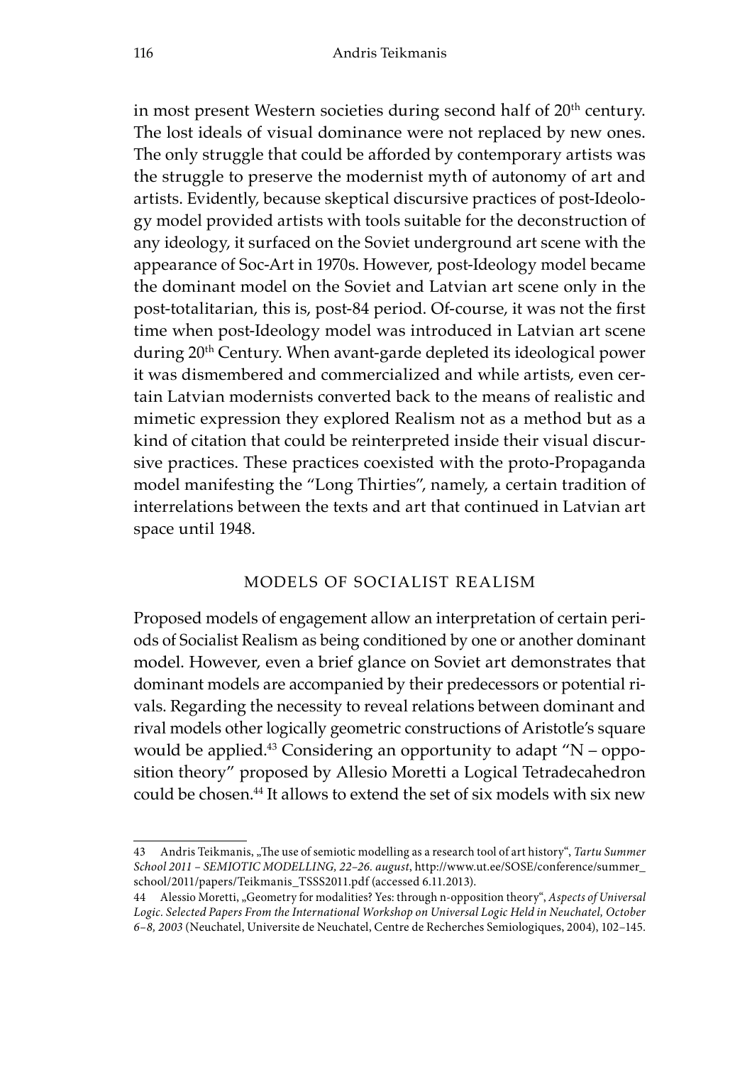in most present Western societies during second half of 20th century. The lost ideals of visual dominance were not replaced by new ones. The only struggle that could be afforded by contemporary artists was the struggle to preserve the modernist myth of autonomy of art and artists. Evidently, because skeptical discursive practices of post-Ideology model provided artists with tools suitable for the deconstruction of any ideology, it surfaced on the Soviet underground art scene with the appearance of Soc-Art in 1970s. However, post-Ideology model became the dominant model on the Soviet and Latvian art scene only in the post-totalitarian, this is, post-84 period. Of-course, it was not the first time when post-Ideology model was introduced in Latvian art scene during 20th Century. When avant-garde depleted its ideological power it was dismembered and commercialized and while artists, even certain Latvian modernists converted back to the means of realistic and mimetic expression they explored Realism not as a method but as a kind of citation that could be reinterpreted inside their visual discursive practices. These practices coexisted with the proto-Propaganda model manifesting the "Long Thirties", namely, a certain tradition of interrelations between the texts and art that continued in Latvian art space until 1948.

## MODELS OF SOCIALIST REALISM

Proposed models of engagement allow an interpretation of certain periods of Socialist Realism as being conditioned by one or another dominant model. However, even a brief glance on Soviet art demonstrates that dominant models are accompanied by their predecessors or potential rivals. Regarding the necessity to reveal relations between dominant and rival models other logically geometric constructions of Aristotle's square would be applied.[43] Considering an opportunity to adapt "N – opposition theory" proposed by Allesio Moretti a Logical Tetradecahedron could be chosen.[44] It allows to extend the set of six models with six new

---

43 Andris Teikmanis, „The use of semiotic modelling as a research tool of art history", *Tartu Summer School 2011 – SEMIOTIC MODELLING, 22–26. august*, http://www.ut.ee/SOSE/conference/summer_school/2011/papers/Teikmanis_TSSS2011.pdf (accessed 6.11.2013).

44 Alessio Moretti, „Geometry for modalities? Yes: through n-opposition theory", *Aspects of Universal Logic. Selected Papers From the International Workshop on Universal Logic Held in Neuchatel, October 6–8, 2003* (Neuchatel, Universite de Neuchatel, Centre de Recherches Semiologiques, 2004), 102–145.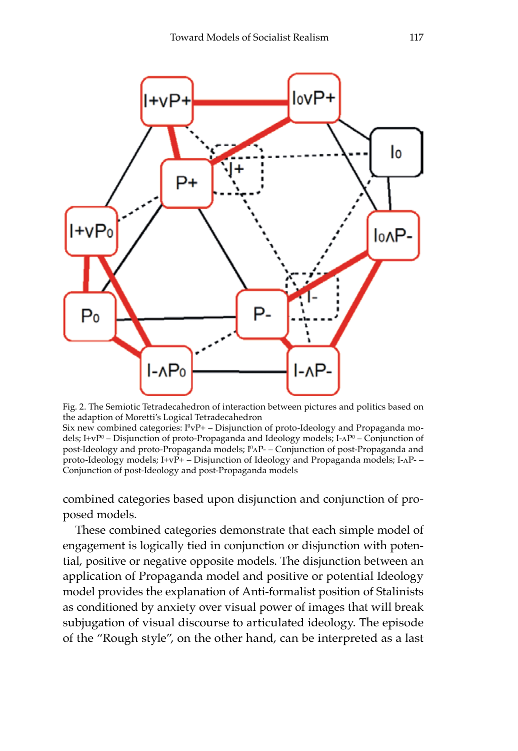Fig. 2. The Semiotic Tetradecahedron of interaction between pictures and politics based on the adaption of Moretti's Logical Tetradecahedron

Six new combined categories: $I^0 vP+$ – Disjunction of proto-Ideology and Propaganda models; $I+vP^0$ – Disjunction of proto-Propaganda and Ideology models; $I-\wedge P^0$ – Conjunction of post-Ideology and proto-Propaganda models; $I^0\wedge P-$ – Conjunction of post-Propaganda and proto-Ideology models; $I+vP+$ – Disjunction of Ideology and Propaganda models; $I-\wedge P-$ – Conjunction of post-Ideology and post-Propaganda models

combined categories based upon disjunction and conjunction of proposed models.

These combined categories demonstrate that each simple model of engagement is logically tied in conjunction or disjunction with potential, positive or negative opposite models. The disjunction between an application of Propaganda model and positive or potential Ideology model provides the explanation of Anti-formalist position of Stalinists as conditioned by anxiety over visual power of images that will break subjugation of visual discourse to articulated ideology. The episode of the "Rough style", on the other hand, can be interpreted as a last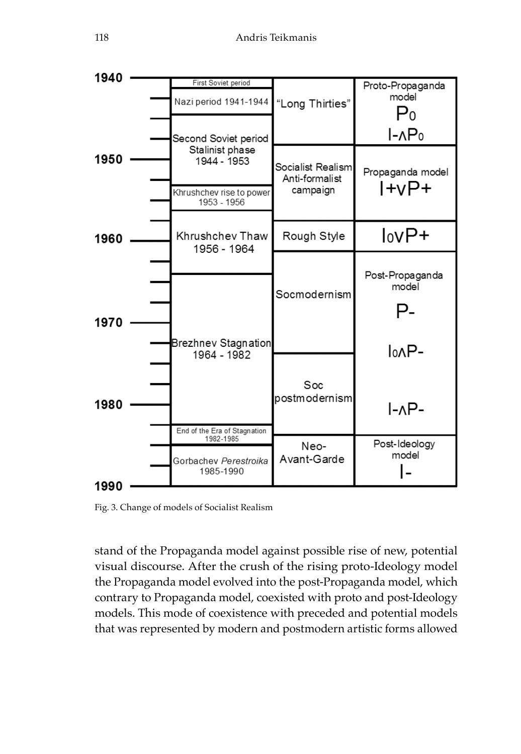| Period | Artistic style | Model |
|---|---|---|
| First Soviet period | "Long Thirties" | Proto-Propaganda model $P_0$ $I-\wedge P_0$ |
| Nazi period 1941-1944 | | |
| Second Soviet period Stalinist phase 1944 - 1953 | Socialist Realism Anti-formalist campaign | Propaganda model $I+\vee P+$ |
| Khrushchev rise to power 1953 - 1956 | | |
| Khrushchev Thaw 1956 - 1964 | Rough Style | $I_0\vee P+$ |
| Brezhnev Stagnation 1964 - 1982 | Socmodernism | Post-Propaganda model $P-$ $I_0\wedge P-$ |
| | Soc postmodernism | $I-\wedge P-$ |
| End of the Era of Stagnation 1982-1985 | Neo-Avant-Garde | Post-Ideology model $I-$ |
| Gorbachev *Perestroika* 1985-1990 | | |

Timeline: 1940 – 1950 – 1960 – 1970 – 1980 – 1990

Fig. 3. Change of models of Socialist Realism

stand of the Propaganda model against possible rise of new, potential visual discourse. After the crush of the rising proto-Ideology model the Propaganda model evolved into the post-Propaganda model, which contrary to Propaganda model, coexisted with proto and post-Ideology models. This mode of coexistence with preceded and potential models that was represented by modern and postmodern artistic forms allowed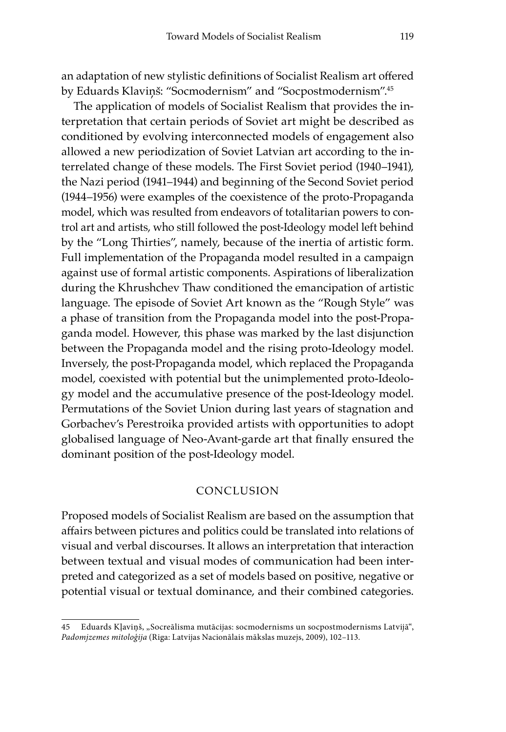an adaptation of new stylistic definitions of Socialist Realism art offered by Eduards Klaviņš: "Socmodernism" and "Socpostmodernism".[45]

The application of models of Socialist Realism that provides the interpretation that certain periods of Soviet art might be described as conditioned by evolving interconnected models of engagement also allowed a new periodization of Soviet Latvian art according to the interrelated change of these models. The First Soviet period (1940–1941), the Nazi period (1941–1944) and beginning of the Second Soviet period (1944–1956) were examples of the coexistence of the proto-Propaganda model, which was resulted from endeavors of totalitarian powers to control art and artists, who still followed the post-Ideology model left behind by the "Long Thirties", namely, because of the inertia of artistic form. Full implementation of the Propaganda model resulted in a campaign against use of formal artistic components. Aspirations of liberalization during the Khrushchev Thaw conditioned the emancipation of artistic language. The episode of Soviet Art known as the "Rough Style" was a phase of transition from the Propaganda model into the post-Propaganda model. However, this phase was marked by the last disjunction between the Propaganda model and the rising proto-Ideology model. Inversely, the post-Propaganda model, which replaced the Propaganda model, coexisted with potential but the unimplemented proto-Ideology model and the accumulative presence of the post-Ideology model. Permutations of the Soviet Union during last years of stagnation and Gorbachev's Perestroika provided artists with opportunities to adopt globalised language of Neo-Avant-garde art that finally ensured the dominant position of the post-Ideology model.

## CONCLUSION

Proposed models of Socialist Realism are based on the assumption that affairs between pictures and politics could be translated into relations of visual and verbal discourses. It allows an interpretation that interaction between textual and visual modes of communication had been interpreted and categorized as a set of models based on positive, negative or potential visual or textual dominance, and their combined categories.

---

45 Eduards Kļaviņš, „Socreālisma mutācijas: socmodernisms un socpostmodernisms Latvijā", *Padomjzemes mitoloģija* (Riga: Latvijas Nacionālais mākslas muzejs, 2009), 102–113.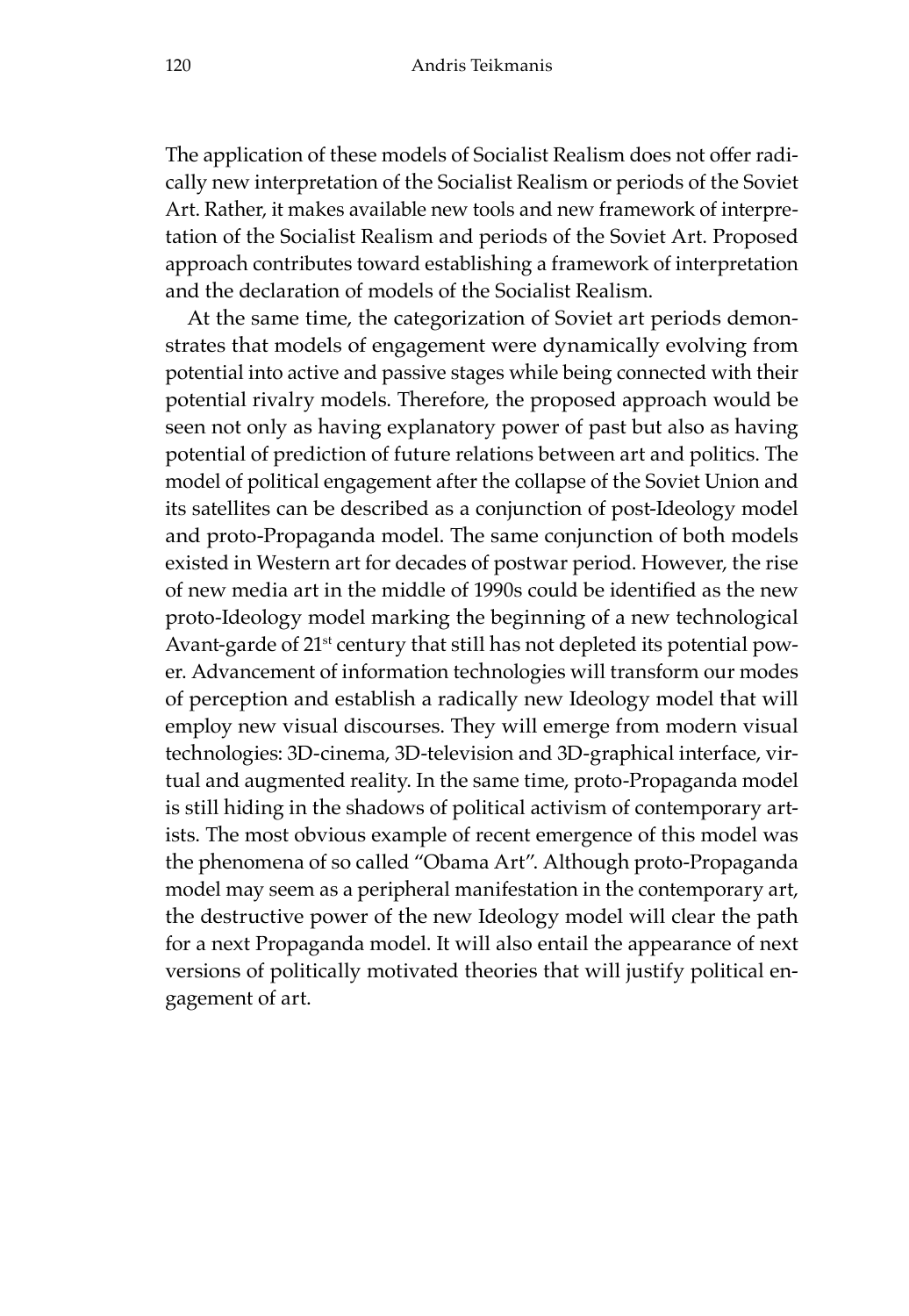The application of these models of Socialist Realism does not offer radically new interpretation of the Socialist Realism or periods of the Soviet Art. Rather, it makes available new tools and new framework of interpretation of the Socialist Realism and periods of the Soviet Art. Proposed approach contributes toward establishing a framework of interpretation and the declaration of models of the Socialist Realism.

At the same time, the categorization of Soviet art periods demonstrates that models of engagement were dynamically evolving from potential into active and passive stages while being connected with their potential rivalry models. Therefore, the proposed approach would be seen not only as having explanatory power of past but also as having potential of prediction of future relations between art and politics. The model of political engagement after the collapse of the Soviet Union and its satellites can be described as a conjunction of post-Ideology model and proto-Propaganda model. The same conjunction of both models existed in Western art for decades of postwar period. However, the rise of new media art in the middle of 1990s could be identified as the new proto-Ideology model marking the beginning of a new technological Avant-garde of 21st century that still has not depleted its potential power. Advancement of information technologies will transform our modes of perception and establish a radically new Ideology model that will employ new visual discourses. They will emerge from modern visual technologies: 3D-cinema, 3D-television and 3D-graphical interface, virtual and augmented reality. In the same time, proto-Propaganda model is still hiding in the shadows of political activism of contemporary artists. The most obvious example of recent emergence of this model was the phenomena of so called "Obama Art". Although proto-Propaganda model may seem as a peripheral manifestation in the contemporary art, the destructive power of the new Ideology model will clear the path for a next Propaganda model. It will also entail the appearance of next versions of politically motivated theories that will justify political engagement of art.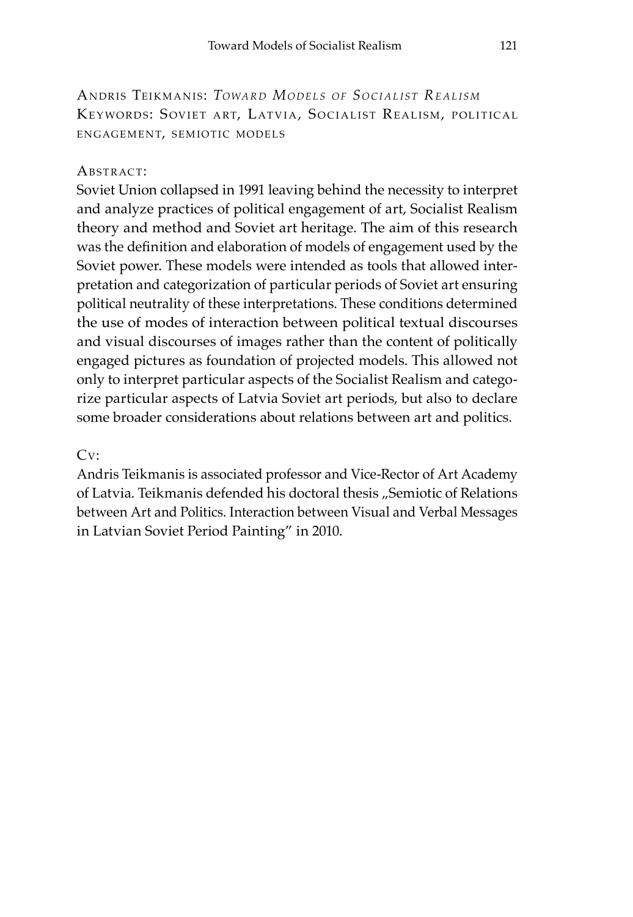Andris Teikmanis: *Toward Models of Socialist Realism*

Keywords: Soviet art, Latvia, Socialist Realism, political engagement, semiotic models

Abstract:

Soviet Union collapsed in 1991 leaving behind the necessity to interpret and analyze practices of political engagement of art, Socialist Realism theory and method and Soviet art heritage. The aim of this research was the definition and elaboration of models of engagement used by the Soviet power. These models were intended as tools that allowed interpretation and categorization of particular periods of Soviet art ensuring political neutrality of these interpretations. These conditions determined the use of modes of interaction between political textual discourses and visual discourses of images rather than the content of politically engaged pictures as foundation of projected models. This allowed not only to interpret particular aspects of the Socialist Realism and categorize particular aspects of Latvia Soviet art periods, but also to declare some broader considerations about relations between art and politics.

Cv:

Andris Teikmanis is associated professor and Vice-Rector of Art Academy of Latvia. Teikmanis defended his doctoral thesis „Semiotic of Relations between Art and Politics. Interaction between Visual and Verbal Messages in Latvian Soviet Period Painting" in 2010.